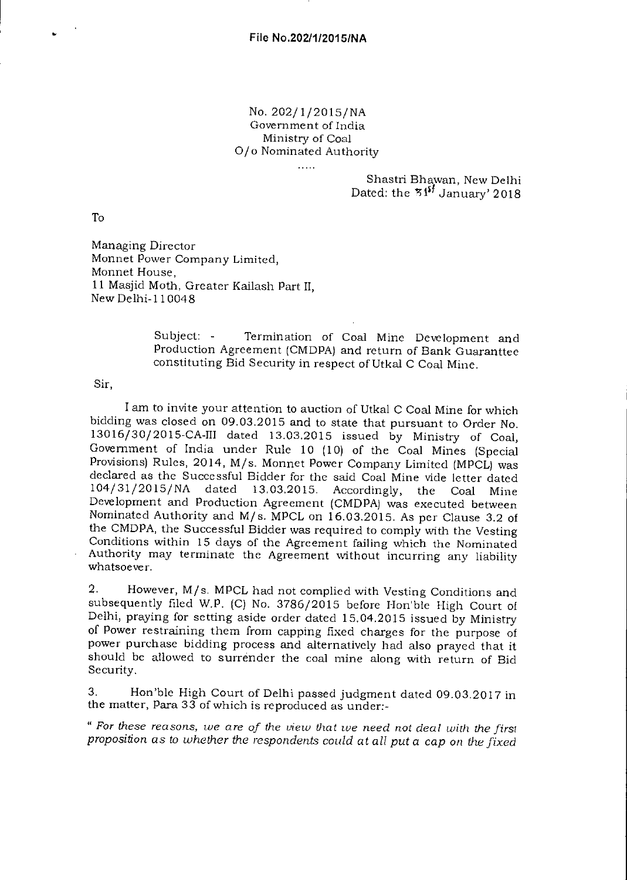No. 202/1/2015/NA
Government of India
Ministry of Coal
O/o Nominated Authority

.....

Shastri Bhawan, New Delhi
Dated: the 31st January' 2018

To

Managing Director
Monnet Power Company Limited,
Monnet House,
11 Masjid Moth, Greater Kailash Part II,
New Delhi-110048

Subject: - Termination of Coal Mine Development and Production Agreement (CMDPA) and return of Bank Guaranttee constituting Bid Security in respect of Utkal C Coal Mine.

Sir,

I am to invite your attention to auction of Utkal C Coal Mine for which bidding was closed on 09.03.2015 and to state that pursuant to Order No. 13016/30/2015-CA-III dated 13.03.2015 issued by Ministry of Coal, Government of India under Rule 10 (10) of the Coal Mines (Special Provisions) Rules, 2014, M/s. Monnet Power Company Limited (MPCL) was declared as the Successful Bidder for the said Coal Mine vide letter dated 104/31/2015/NA dated 13.03.2015. Accordingly, the Coal Mine Development and Production Agreement (CMDPA) was executed between Nominated Authority and M/s. MPCL on 16.03.2015. As per Clause 3.2 of the CMDPA, the Successful Bidder was required to comply with the Vesting Conditions within 15 days of the Agreement failing which the Nominated Authority may terminate the Agreement without incurring any liability whatsoever.

2. However, M/s. MPCL had not complied with Vesting Conditions and subsequently filed W.P. (C) No. 3786/2015 before Hon'ble High Court of Delhi, praying for setting aside order dated 15.04.2015 issued by Ministry of Power restraining them from capping fixed charges for the purpose of power purchase bidding process and alternatively had also prayed that it should be allowed to surrender the coal mine along with return of Bid Security.

3. Hon'ble High Court of Delhi passed judgment dated 09.03.2017 in the matter, Para 33 of which is reproduced as under:-

*" For these reasons, we are of the view that we need not deal with the first proposition as to whether the respondents could at all put a cap on the fixed*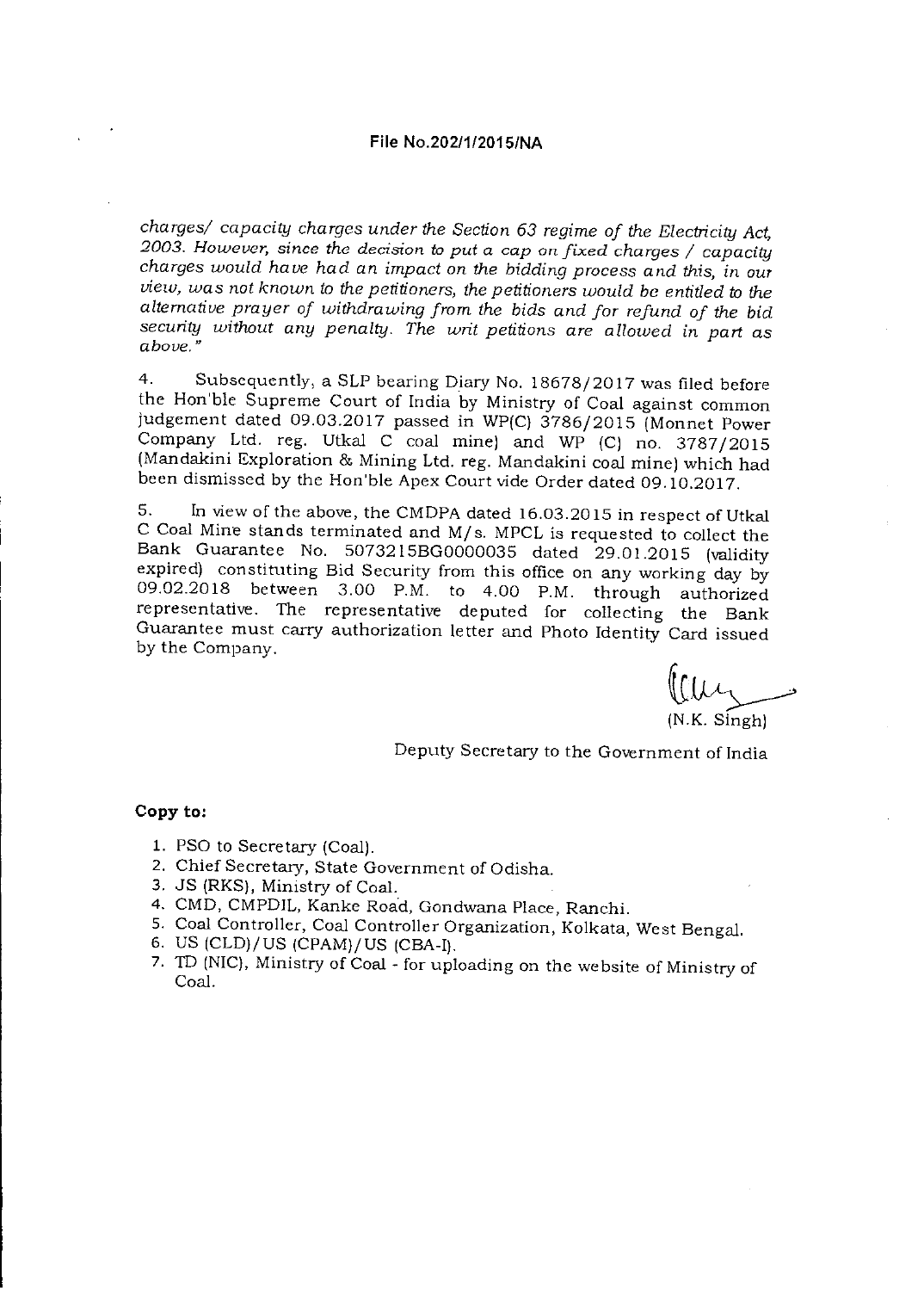File No.202/1/2015/NA

*charges/ capacity charges under the Section 63 regime of the Electricity Act, 2003. However, since the decision to put a cap on fixed charges / capacity charges would have had an impact on the bidding process and this, in our view, was not known to the petitioners, the petitioners would be entitled to the alternative prayer of withdrawing from the bids and for refund of the bid security without any penalty. The writ petitions are allowed in part as above."*

4. Subsequently, a SLP bearing Diary No. 18678/2017 was filed before the Hon'ble Supreme Court of India by Ministry of Coal against common judgement dated 09.03.2017 passed in WP(C) 3786/2015 (Monnet Power Company Ltd. reg. Utkal C coal mine) and WP (C) no. 3787/2015 (Mandakini Exploration & Mining Ltd. reg. Mandakini coal mine) which had been dismissed by the Hon'ble Apex Court vide Order dated 09.10.2017.

5. In view of the above, the CMDPA dated 16.03.2015 in respect of Utkal C Coal Mine stands terminated and M/s. MPCL is requested to collect the Bank Guarantee No. 5073215BG0000035 dated 29.01.2015 (validity expired) constituting Bid Security from this office on any working day by 09.02.2018 between 3.00 P.M. to 4.00 P.M. through authorized representative. The representative deputed for collecting the Bank Guarantee must carry authorization letter and Photo Identity Card issued by the Company.

(N.K. Singh)

Deputy Secretary to the Government of India

**Copy to:**

1. PSO to Secretary (Coal).
2. Chief Secretary, State Government of Odisha.
3. JS (RKS), Ministry of Coal.
4. CMD, CMPDIL, Kanke Road, Gondwana Place, Ranchi.
5. Coal Controller, Coal Controller Organization, Kolkata, West Bengal.
6. US (CLD)/US (CPAM)/US (CBA-I).
7. TD (NIC), Ministry of Coal - for uploading on the website of Ministry of Coal.